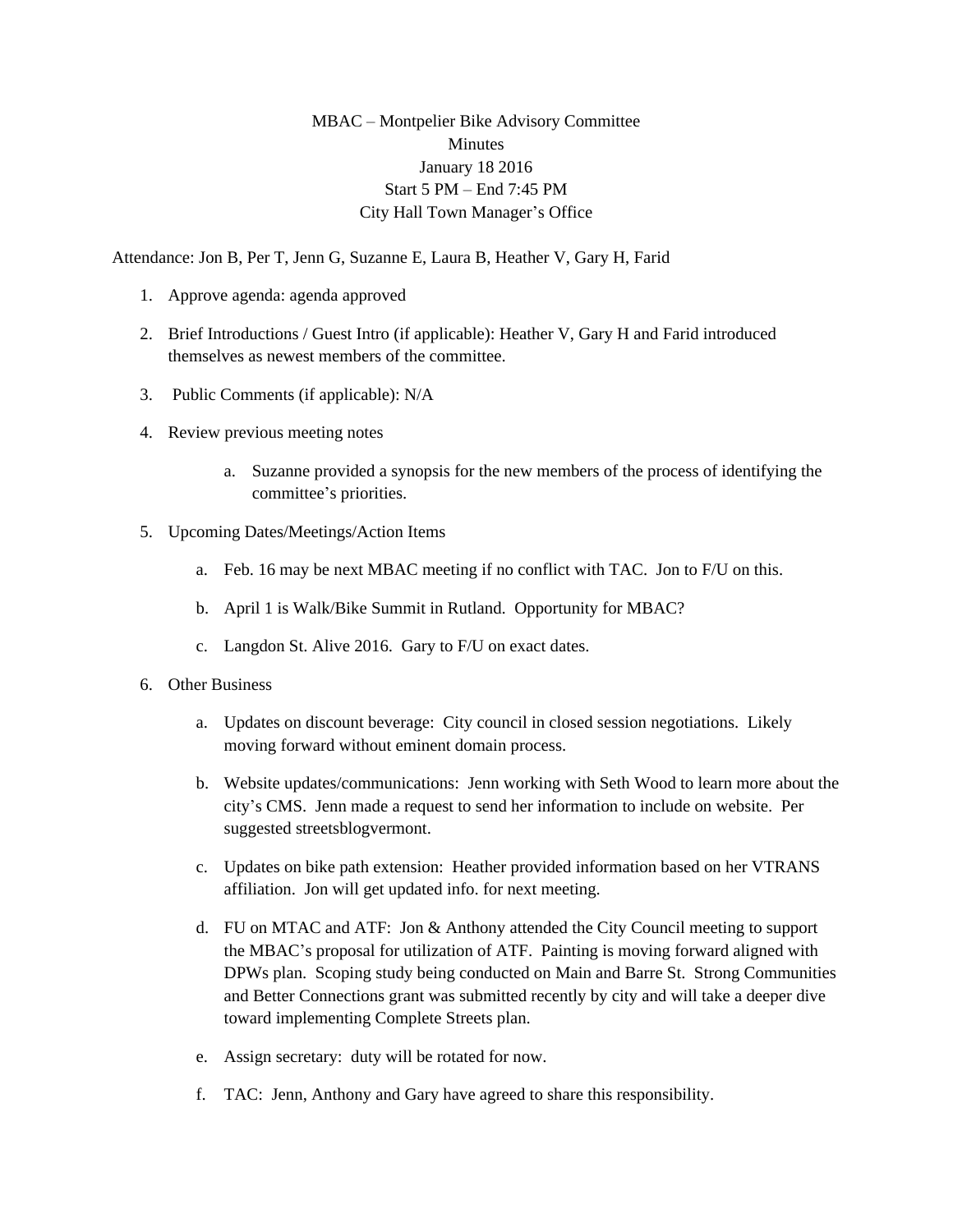MBAC – Montpelier Bike Advisory Committee
Minutes
January 18 2016
Start 5 PM – End 7:45 PM
City Hall Town Manager's Office

Attendance: Jon B, Per T, Jenn G, Suzanne E, Laura B, Heather V, Gary H, Farid

1. Approve agenda: agenda approved
2. Brief Introductions / Guest Intro (if applicable): Heather V, Gary H and Farid introduced themselves as newest members of the committee.
3. Public Comments (if applicable): N/A
4. Review previous meeting notes
   a. Suzanne provided a synopsis for the new members of the process of identifying the committee's priorities.
5. Upcoming Dates/Meetings/Action Items
   a. Feb. 16 may be next MBAC meeting if no conflict with TAC. Jon to F/U on this.
   b. April 1 is Walk/Bike Summit in Rutland. Opportunity for MBAC?
   c. Langdon St. Alive 2016. Gary to F/U on exact dates.
6. Other Business
   a. Updates on discount beverage: City council in closed session negotiations. Likely moving forward without eminent domain process.
   b. Website updates/communications: Jenn working with Seth Wood to learn more about the city's CMS. Jenn made a request to send her information to include on website. Per suggested streetsblogvermont.
   c. Updates on bike path extension: Heather provided information based on her VTRANS affiliation. Jon will get updated info. for next meeting.
   d. FU on MTAC and ATF: Jon & Anthony attended the City Council meeting to support the MBAC's proposal for utilization of ATF. Painting is moving forward aligned with DPWs plan. Scoping study being conducted on Main and Barre St. Strong Communities and Better Connections grant was submitted recently by city and will take a deeper dive toward implementing Complete Streets plan.
   e. Assign secretary: duty will be rotated for now.
   f. TAC: Jenn, Anthony and Gary have agreed to share this responsibility.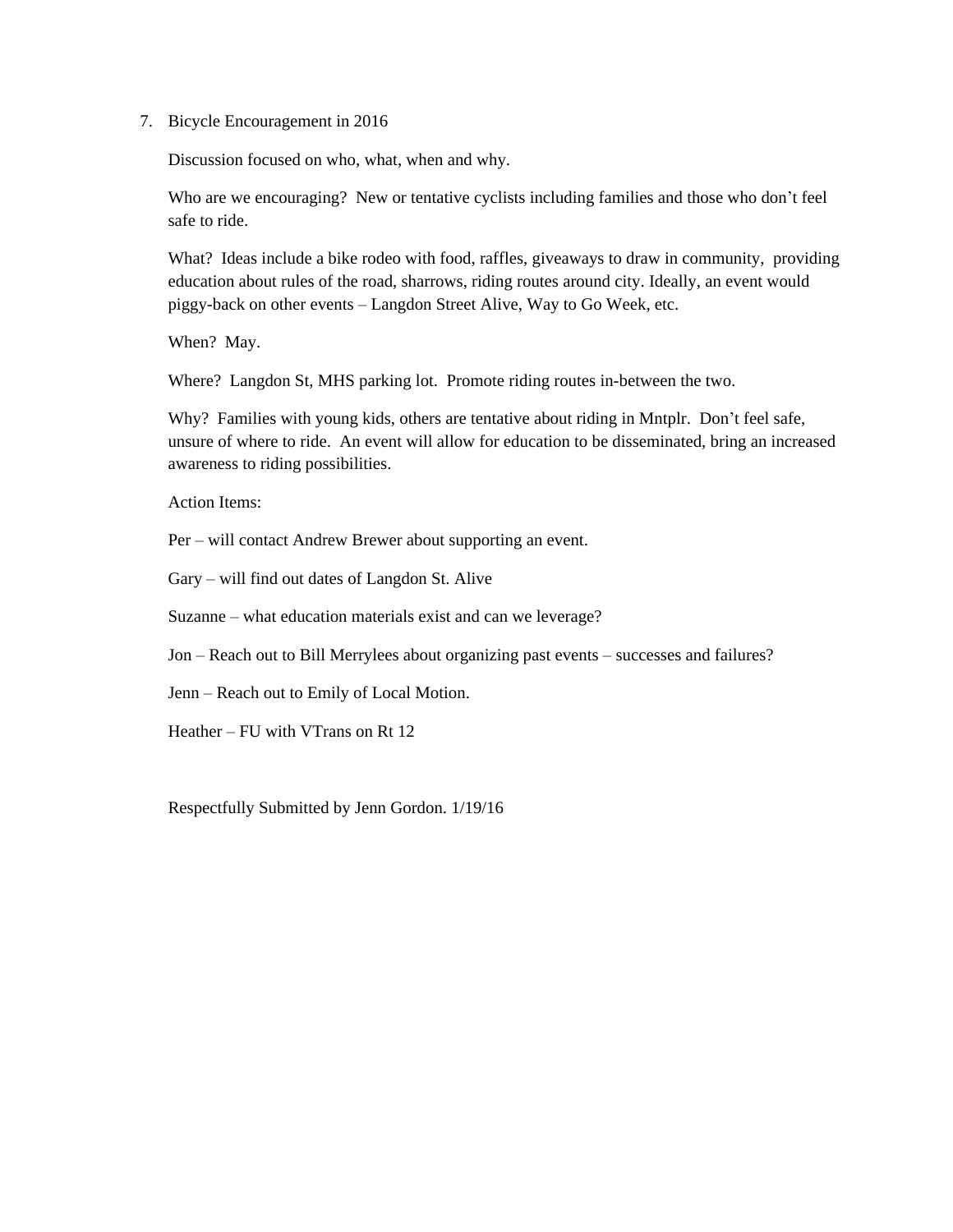7. Bicycle Encouragement in 2016

   Discussion focused on who, what, when and why.

   Who are we encouraging? New or tentative cyclists including families and those who don't feel safe to ride.

   What? Ideas include a bike rodeo with food, raffles, giveaways to draw in community, providing education about rules of the road, sharrows, riding routes around city. Ideally, an event would piggy-back on other events – Langdon Street Alive, Way to Go Week, etc.

   When? May.

   Where? Langdon St, MHS parking lot. Promote riding routes in-between the two.

   Why? Families with young kids, others are tentative about riding in Mntplr. Don't feel safe, unsure of where to ride. An event will allow for education to be disseminated, bring an increased awareness to riding possibilities.

   Action Items:

   Per – will contact Andrew Brewer about supporting an event.

   Gary – will find out dates of Langdon St. Alive

   Suzanne – what education materials exist and can we leverage?

   Jon – Reach out to Bill Merrylees about organizing past events – successes and failures?

   Jenn – Reach out to Emily of Local Motion.

   Heather – FU with VTrans on Rt 12

   Respectfully Submitted by Jenn Gordon. 1/19/16